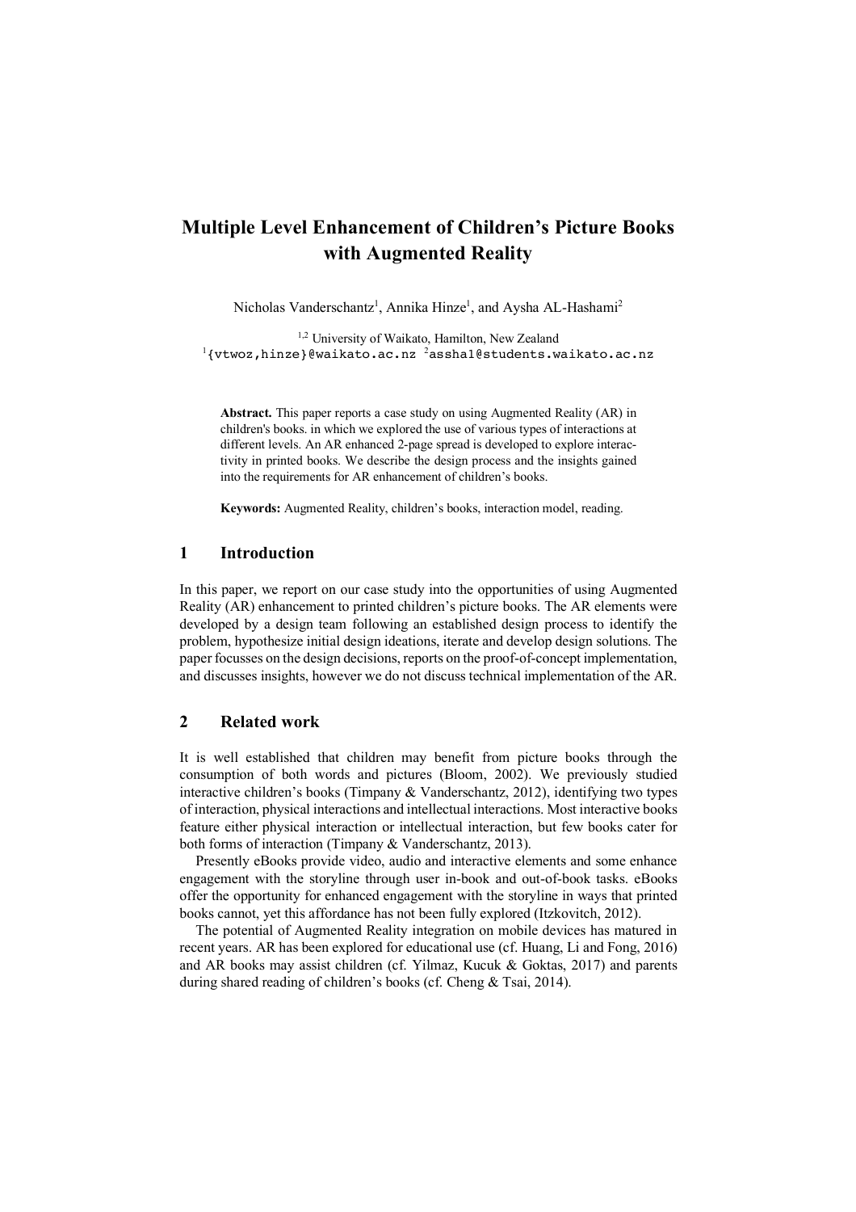# Multiple Level Enhancement of Children's Picture Books with Augmented Reality

Nicholas Vanderschantz[1], Annika Hinze[1], and Aysha AL-Hashami[2]

[1,2] University of Waikato, Hamilton, New Zealand
[1]{vtwoz,hinze}@waikato.ac.nz [2]assha1@students.waikato.ac.nz

**Abstract.** This paper reports a case study on using Augmented Reality (AR) in children's books. in which we explored the use of various types of interactions at different levels. An AR enhanced 2-page spread is developed to explore interactivity in printed books. We describe the design process and the insights gained into the requirements for AR enhancement of children's books.

**Keywords:** Augmented Reality, children's books, interaction model, reading.

## 1 Introduction

In this paper, we report on our case study into the opportunities of using Augmented Reality (AR) enhancement to printed children's picture books. The AR elements were developed by a design team following an established design process to identify the problem, hypothesize initial design ideations, iterate and develop design solutions. The paper focusses on the design decisions, reports on the proof-of-concept implementation, and discusses insights, however we do not discuss technical implementation of the AR.

## 2 Related work

It is well established that children may benefit from picture books through the consumption of both words and pictures (Bloom, 2002). We previously studied interactive children's books (Timpany & Vanderschantz, 2012), identifying two types of interaction, physical interactions and intellectual interactions. Most interactive books feature either physical interaction or intellectual interaction, but few books cater for both forms of interaction (Timpany & Vanderschantz, 2013).

Presently eBooks provide video, audio and interactive elements and some enhance engagement with the storyline through user in-book and out-of-book tasks. eBooks offer the opportunity for enhanced engagement with the storyline in ways that printed books cannot, yet this affordance has not been fully explored (Itzkovitch, 2012).

The potential of Augmented Reality integration on mobile devices has matured in recent years. AR has been explored for educational use (cf. Huang, Li and Fong, 2016) and AR books may assist children (cf. Yilmaz, Kucuk & Goktas, 2017) and parents during shared reading of children's books (cf. Cheng & Tsai, 2014).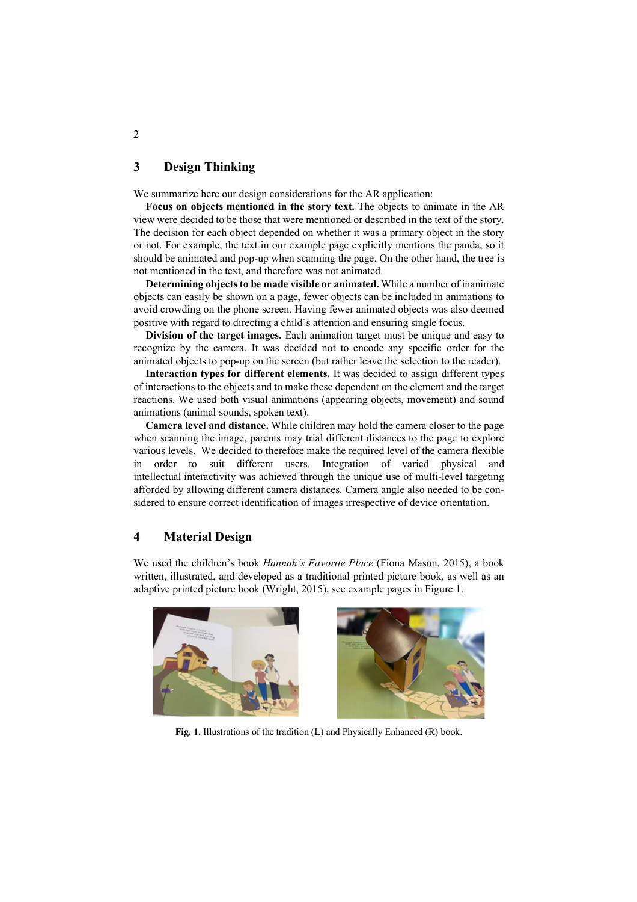## 3 Design Thinking

We summarize here our design considerations for the AR application:

**Focus on objects mentioned in the story text.** The objects to animate in the AR view were decided to be those that were mentioned or described in the text of the story. The decision for each object depended on whether it was a primary object in the story or not. For example, the text in our example page explicitly mentions the panda, so it should be animated and pop-up when scanning the page. On the other hand, the tree is not mentioned in the text, and therefore was not animated.

**Determining objects to be made visible or animated.** While a number of inanimate objects can easily be shown on a page, fewer objects can be included in animations to avoid crowding on the phone screen. Having fewer animated objects was also deemed positive with regard to directing a child's attention and ensuring single focus.

**Division of the target images.** Each animation target must be unique and easy to recognize by the camera. It was decided not to encode any specific order for the animated objects to pop-up on the screen (but rather leave the selection to the reader).

**Interaction types for different elements.** It was decided to assign different types of interactions to the objects and to make these dependent on the element and the target reactions. We used both visual animations (appearing objects, movement) and sound animations (animal sounds, spoken text).

**Camera level and distance.** While children may hold the camera closer to the page when scanning the image, parents may trial different distances to the page to explore various levels. We decided to therefore make the required level of the camera flexible in order to suit different users. Integration of varied physical and intellectual interactivity was achieved through the unique use of multi-level targeting afforded by allowing different camera distances. Camera angle also needed to be considered to ensure correct identification of images irrespective of device orientation.

## 4 Material Design

We used the children's book *Hannah's Favorite Place* (Fiona Mason, 2015), a book written, illustrated, and developed as a traditional printed picture book, as well as an adaptive printed picture book (Wright, 2015), see example pages in Figure 1.

**Fig. 1.** Illustrations of the tradition (L) and Physically Enhanced (R) book.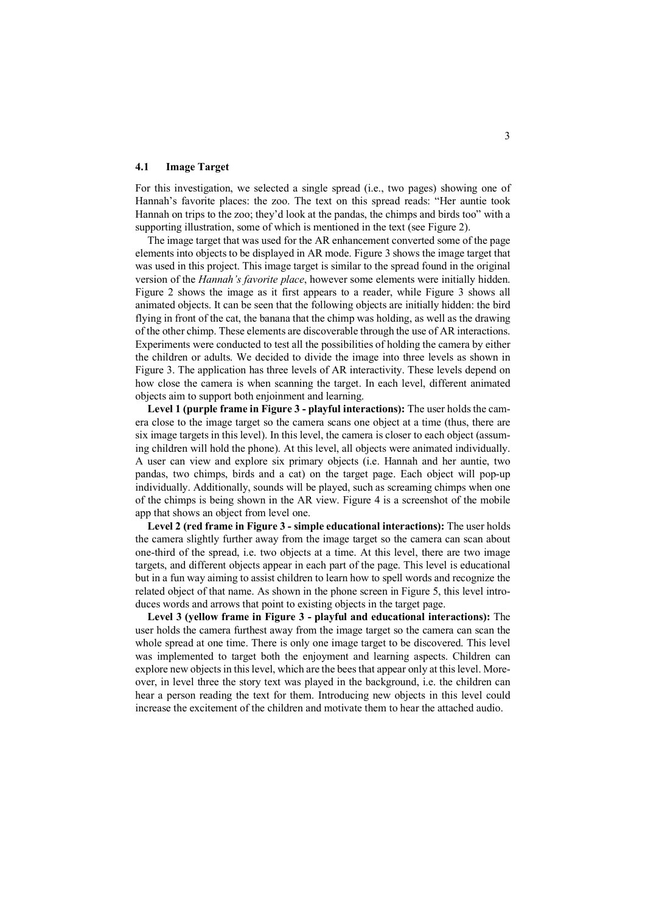### 4.1 Image Target

For this investigation, we selected a single spread (i.e., two pages) showing one of Hannah's favorite places: the zoo. The text on this spread reads: "Her auntie took Hannah on trips to the zoo; they'd look at the pandas, the chimps and birds too" with a supporting illustration, some of which is mentioned in the text (see Figure 2).

The image target that was used for the AR enhancement converted some of the page elements into objects to be displayed in AR mode. Figure 3 shows the image target that was used in this project. This image target is similar to the spread found in the original version of the *Hannah's favorite place*, however some elements were initially hidden. Figure 2 shows the image as it first appears to a reader, while Figure 3 shows all animated objects. It can be seen that the following objects are initially hidden: the bird flying in front of the cat, the banana that the chimp was holding, as well as the drawing of the other chimp. These elements are discoverable through the use of AR interactions. Experiments were conducted to test all the possibilities of holding the camera by either the children or adults. We decided to divide the image into three levels as shown in Figure 3. The application has three levels of AR interactivity. These levels depend on how close the camera is when scanning the target. In each level, different animated objects aim to support both enjoinment and learning.

**Level 1 (purple frame in Figure 3 - playful interactions):** The user holds the camera close to the image target so the camera scans one object at a time (thus, there are six image targets in this level). In this level, the camera is closer to each object (assuming children will hold the phone). At this level, all objects were animated individually. A user can view and explore six primary objects (i.e. Hannah and her auntie, two pandas, two chimps, birds and a cat) on the target page. Each object will pop-up individually. Additionally, sounds will be played, such as screaming chimps when one of the chimps is being shown in the AR view. Figure 4 is a screenshot of the mobile app that shows an object from level one.

**Level 2 (red frame in Figure 3 - simple educational interactions):** The user holds the camera slightly further away from the image target so the camera can scan about one-third of the spread, i.e. two objects at a time. At this level, there are two image targets, and different objects appear in each part of the page. This level is educational but in a fun way aiming to assist children to learn how to spell words and recognize the related object of that name. As shown in the phone screen in Figure 5, this level introduces words and arrows that point to existing objects in the target page.

**Level 3 (yellow frame in Figure 3 - playful and educational interactions):** The user holds the camera furthest away from the image target so the camera can scan the whole spread at one time. There is only one image target to be discovered. This level was implemented to target both the enjoyment and learning aspects. Children can explore new objects in this level, which are the bees that appear only at this level. Moreover, in level three the story text was played in the background, i.e. the children can hear a person reading the text for them. Introducing new objects in this level could increase the excitement of the children and motivate them to hear the attached audio.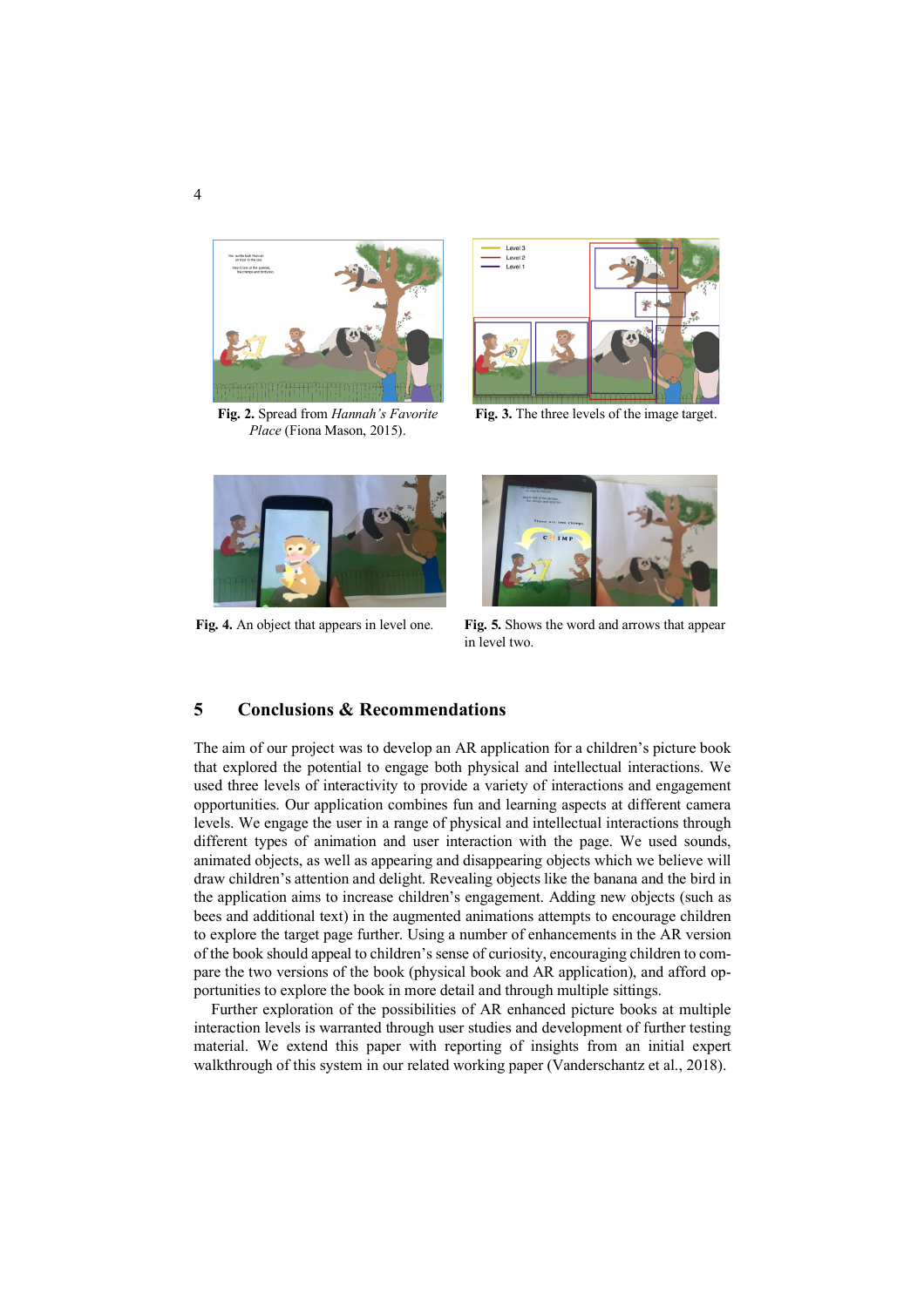**Fig. 2.** Spread from *Hannah's Favorite Place* (Fiona Mason, 2015).

**Fig. 3.** The three levels of the image target.

**Fig. 4.** An object that appears in level one.

**Fig. 5.** Shows the word and arrows that appear in level two.

## 5 Conclusions & Recommendations

The aim of our project was to develop an AR application for a children's picture book that explored the potential to engage both physical and intellectual interactions. We used three levels of interactivity to provide a variety of interactions and engagement opportunities. Our application combines fun and learning aspects at different camera levels. We engage the user in a range of physical and intellectual interactions through different types of animation and user interaction with the page. We used sounds, animated objects, as well as appearing and disappearing objects which we believe will draw children's attention and delight. Revealing objects like the banana and the bird in the application aims to increase children's engagement. Adding new objects (such as bees and additional text) in the augmented animations attempts to encourage children to explore the target page further. Using a number of enhancements in the AR version of the book should appeal to children's sense of curiosity, encouraging children to compare the two versions of the book (physical book and AR application), and afford opportunities to explore the book in more detail and through multiple sittings.

Further exploration of the possibilities of AR enhanced picture books at multiple interaction levels is warranted through user studies and development of further testing material. We extend this paper with reporting of insights from an initial expert walkthrough of this system in our related working paper (Vanderschantz et al., 2018).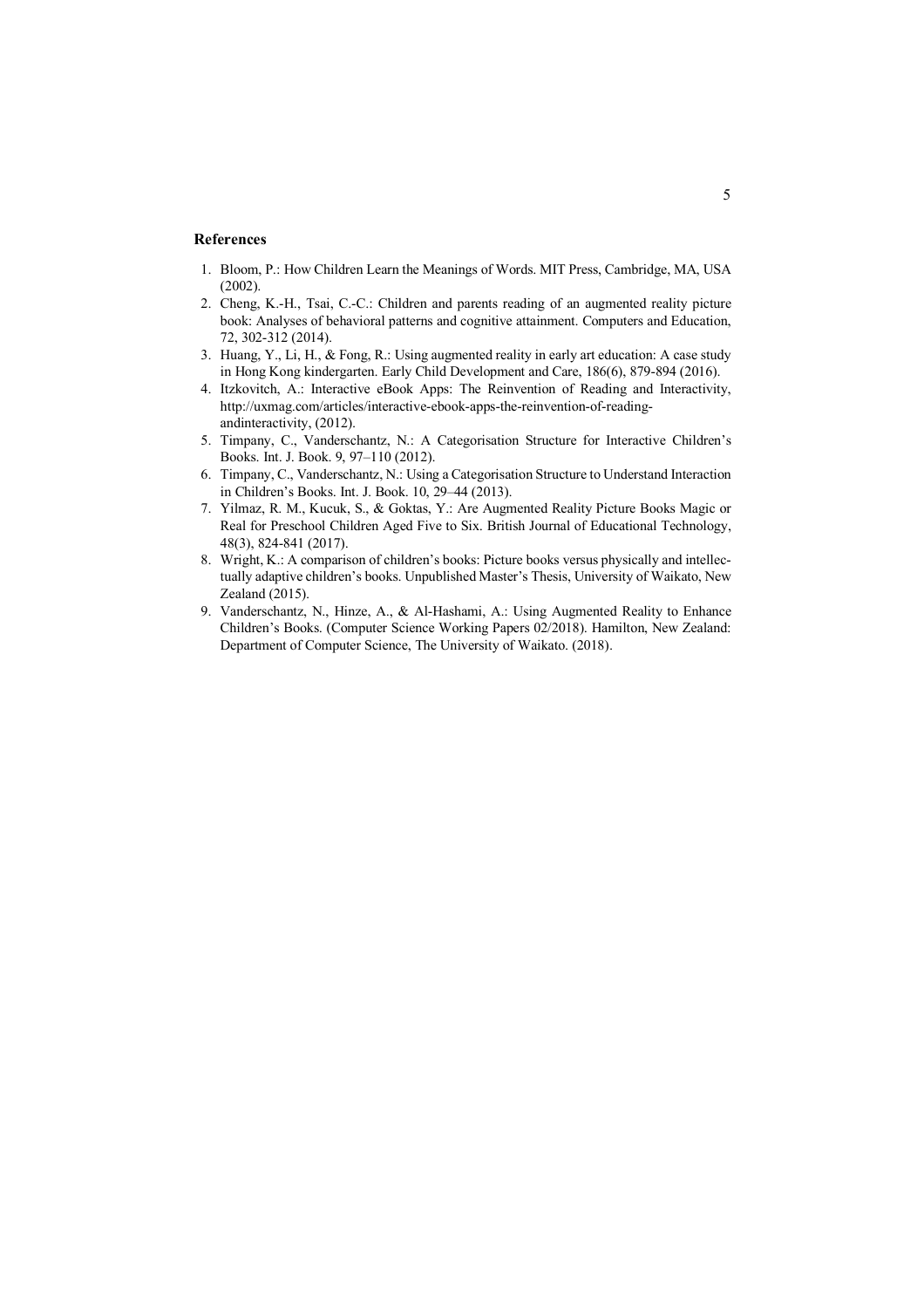## References

1. Bloom, P.: How Children Learn the Meanings of Words. MIT Press, Cambridge, MA, USA (2002).
2. Cheng, K.-H., Tsai, C.-C.: Children and parents reading of an augmented reality picture book: Analyses of behavioral patterns and cognitive attainment. Computers and Education, 72, 302-312 (2014).
3. Huang, Y., Li, H., & Fong, R.: Using augmented reality in early art education: A case study in Hong Kong kindergarten. Early Child Development and Care, 186(6), 879-894 (2016).
4. Itzkovitch, A.: Interactive eBook Apps: The Reinvention of Reading and Interactivity, http://uxmag.com/articles/interactive-ebook-apps-the-reinvention-of-reading-andinteractivity, (2012).
5. Timpany, C., Vanderschantz, N.: A Categorisation Structure for Interactive Children's Books. Int. J. Book. 9, 97–110 (2012).
6. Timpany, C., Vanderschantz, N.: Using a Categorisation Structure to Understand Interaction in Children's Books. Int. J. Book. 10, 29–44 (2013).
7. Yilmaz, R. M., Kucuk, S., & Goktas, Y.: Are Augmented Reality Picture Books Magic or Real for Preschool Children Aged Five to Six. British Journal of Educational Technology, 48(3), 824-841 (2017).
8. Wright, K.: A comparison of children's books: Picture books versus physically and intellectually adaptive children's books. Unpublished Master's Thesis, University of Waikato, New Zealand (2015).
9. Vanderschantz, N., Hinze, A., & Al-Hashami, A.: Using Augmented Reality to Enhance Children's Books. (Computer Science Working Papers 02/2018). Hamilton, New Zealand: Department of Computer Science, The University of Waikato. (2018).